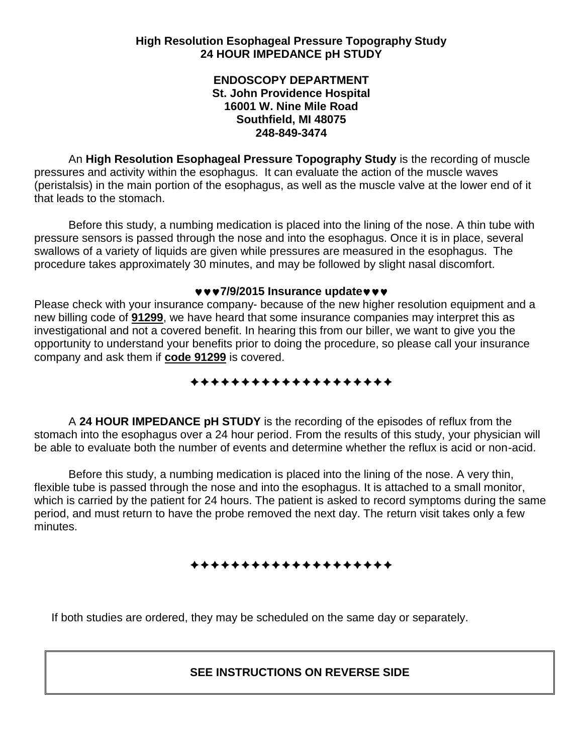# High Resolution Esophageal Pressure Topography Study
# 24 HOUR IMPEDANCE pH STUDY

**ENDOSCOPY DEPARTMENT**
**St. John Providence Hospital**
**16001 W. Nine Mile Road**
**Southfield, MI 48075**
**248-849-3474**

An **High Resolution Esophageal Pressure Topography Study** is the recording of muscle pressures and activity within the esophagus. It can evaluate the action of the muscle waves (peristalsis) in the main portion of the esophagus, as well as the muscle valve at the lower end of it that leads to the stomach.

Before this study, a numbing medication is placed into the lining of the nose. A thin tube with pressure sensors is passed through the nose and into the esophagus. Once it is in place, several swallows of a variety of liquids are given while pressures are measured in the esophagus. The procedure takes approximately 30 minutes, and may be followed by slight nasal discomfort.

**♥♥♥7/9/2015 Insurance update♥♥♥**

Please check with your insurance company- because of the new higher resolution equipment and a new billing code of **91299**, we have heard that some insurance companies may interpret this as investigational and not a covered benefit. In hearing this from our biller, we want to give you the opportunity to understand your benefits prior to doing the procedure, so please call your insurance company and ask them if **code 91299** is covered.

✦✦✦✦✦✦✦✦✦✦✦✦✦✦✦✦✦✦✦✦

A **24 HOUR IMPEDANCE pH STUDY** is the recording of the episodes of reflux from the stomach into the esophagus over a 24 hour period. From the results of this study, your physician will be able to evaluate both the number of events and determine whether the reflux is acid or non-acid.

Before this study, a numbing medication is placed into the lining of the nose. A very thin, flexible tube is passed through the nose and into the esophagus. It is attached to a small monitor, which is carried by the patient for 24 hours. The patient is asked to record symptoms during the same period, and must return to have the probe removed the next day. The return visit takes only a few minutes.

✦✦✦✦✦✦✦✦✦✦✦✦✦✦✦✦✦✦✦✦

If both studies are ordered, they may be scheduled on the same day or separately.

**SEE INSTRUCTIONS ON REVERSE SIDE**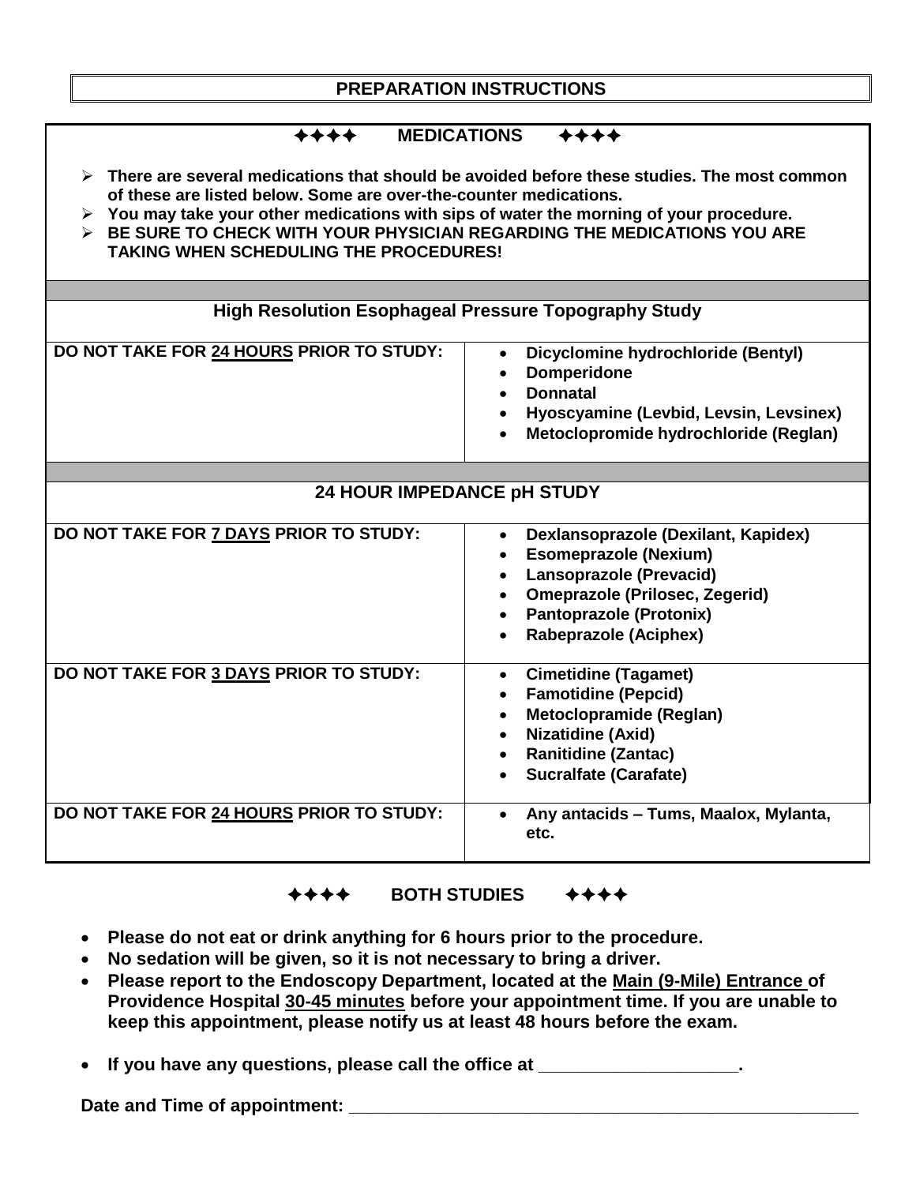## PREPARATION INSTRUCTIONS

### ✦✦✦✦ MEDICATIONS ✦✦✦✦

- **There are several medications that should be avoided before these studies. The most common of these are listed below. Some are over-the-counter medications.**
- **You may take your other medications with sips of water the morning of your procedure.**
- **BE SURE TO CHECK WITH YOUR PHYSICIAN REGARDING THE MEDICATIONS YOU ARE TAKING WHEN SCHEDULING THE PROCEDURES!**

| High Resolution Esophageal Pressure Topography Study | |
|---|---|
| **DO NOT TAKE FOR 24 HOURS PRIOR TO STUDY:** | • Dicyclomine hydrochloride (Bentyl)<br>• Domperidone<br>• Donnatal<br>• Hyoscyamine (Levbid, Levsin, Levsinex)<br>• Metoclopromide hydrochloride (Reglan) |

| 24 HOUR IMPEDANCE pH STUDY | |
|---|---|
| **DO NOT TAKE FOR 7 DAYS PRIOR TO STUDY:** | • Dexlansoprazole (Dexilant, Kapidex)<br>• Esomeprazole (Nexium)<br>• Lansoprazole (Prevacid)<br>• Omeprazole (Prilosec, Zegerid)<br>• Pantoprazole (Protonix)<br>• Rabeprazole (Aciphex) |
| **DO NOT TAKE FOR 3 DAYS PRIOR TO STUDY:** | • Cimetidine (Tagamet)<br>• Famotidine (Pepcid)<br>• Metoclopramide (Reglan)<br>• Nizatidine (Axid)<br>• Ranitidine (Zantac)<br>• Sucralfate (Carafate) |
| **DO NOT TAKE FOR 24 HOURS PRIOR TO STUDY:** | • Any antacids – Tums, Maalox, Mylanta, etc. |

### ✦✦✦✦ BOTH STUDIES ✦✦✦✦

- **Please do not eat or drink anything for 6 hours prior to the procedure.**
- **No sedation will be given, so it is not necessary to bring a driver.**
- **Please report to the Endoscopy Department, located at the Main (9-Mile) Entrance of Providence Hospital 30-45 minutes before your appointment time. If you are unable to keep this appointment, please notify us at least 48 hours before the exam.**
- **If you have any questions, please call the office at ____________________.**

**Date and Time of appointment: ______________________________________________________**